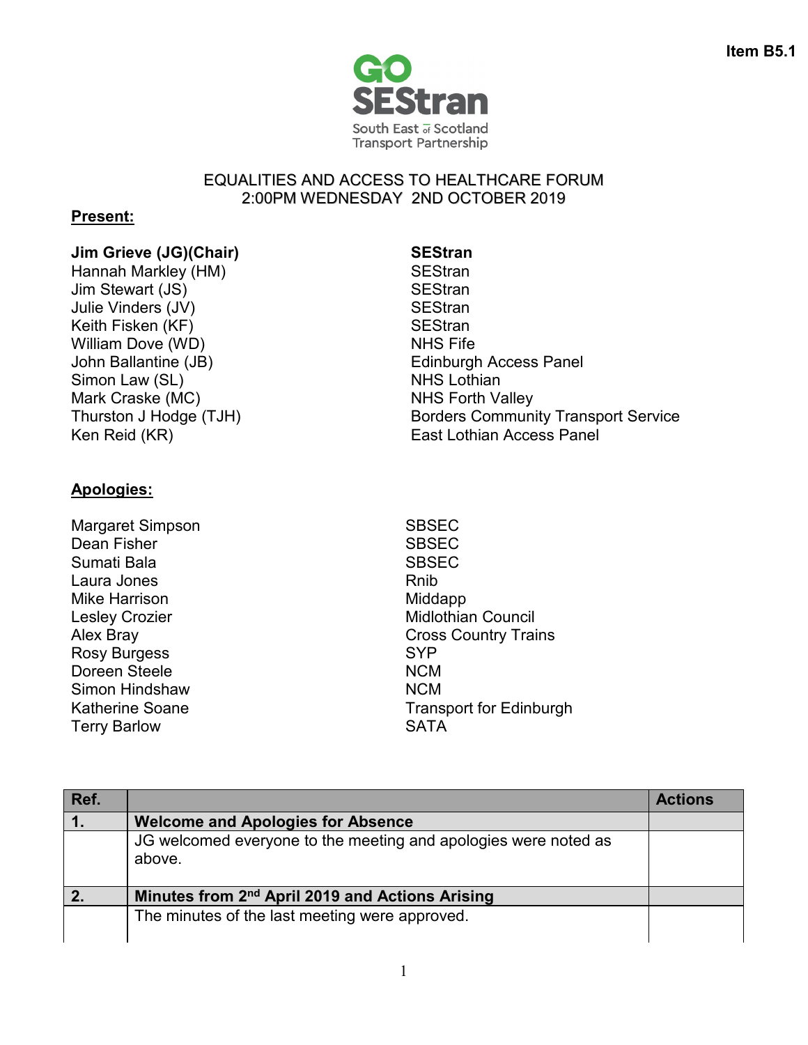Item B5.1

GO SEStran
South East of Scotland Transport Partnership

# EQUALITIES AND ACCESS TO HEALTHCARE FORUM
## 2:00PM WEDNESDAY 2ND OCTOBER 2019

**Present:**

| | |
|---|---|
| **Jim Grieve (JG)(Chair)** | **SEStran** |
| Hannah Markley (HM) | SEStran |
| Jim Stewart (JS) | SEStran |
| Julie Vinders (JV) | SEStran |
| Keith Fisken (KF) | SEStran |
| William Dove (WD) | NHS Fife |
| John Ballantine (JB) | Edinburgh Access Panel |
| Simon Law (SL) | NHS Lothian |
| Mark Craske (MC) | NHS Forth Valley |
| Thurston J Hodge (TJH) | Borders Community Transport Service |
| Ken Reid (KR) | East Lothian Access Panel |

**Apologies:**

| | |
|---|---|
| Margaret Simpson | SBSEC |
| Dean Fisher | SBSEC |
| Sumati Bala | SBSEC |
| Laura Jones | Rnib |
| Mike Harrison | Middapp |
| Lesley Crozier | Midlothian Council |
| Alex Bray | Cross Country Trains |
| Rosy Burgess | SYP |
| Doreen Steele | NCM |
| Simon Hindshaw | NCM |
| Katherine Soane | Transport for Edinburgh |
| Terry Barlow | SATA |

| Ref. | | Actions |
|---|---|---|
| **1.** | **Welcome and Apologies for Absence** | |
| | JG welcomed everyone to the meeting and apologies were noted as above. | |
| **2.** | **Minutes from 2nd April 2019 and Actions Arising** | |
| | The minutes of the last meeting were approved. | |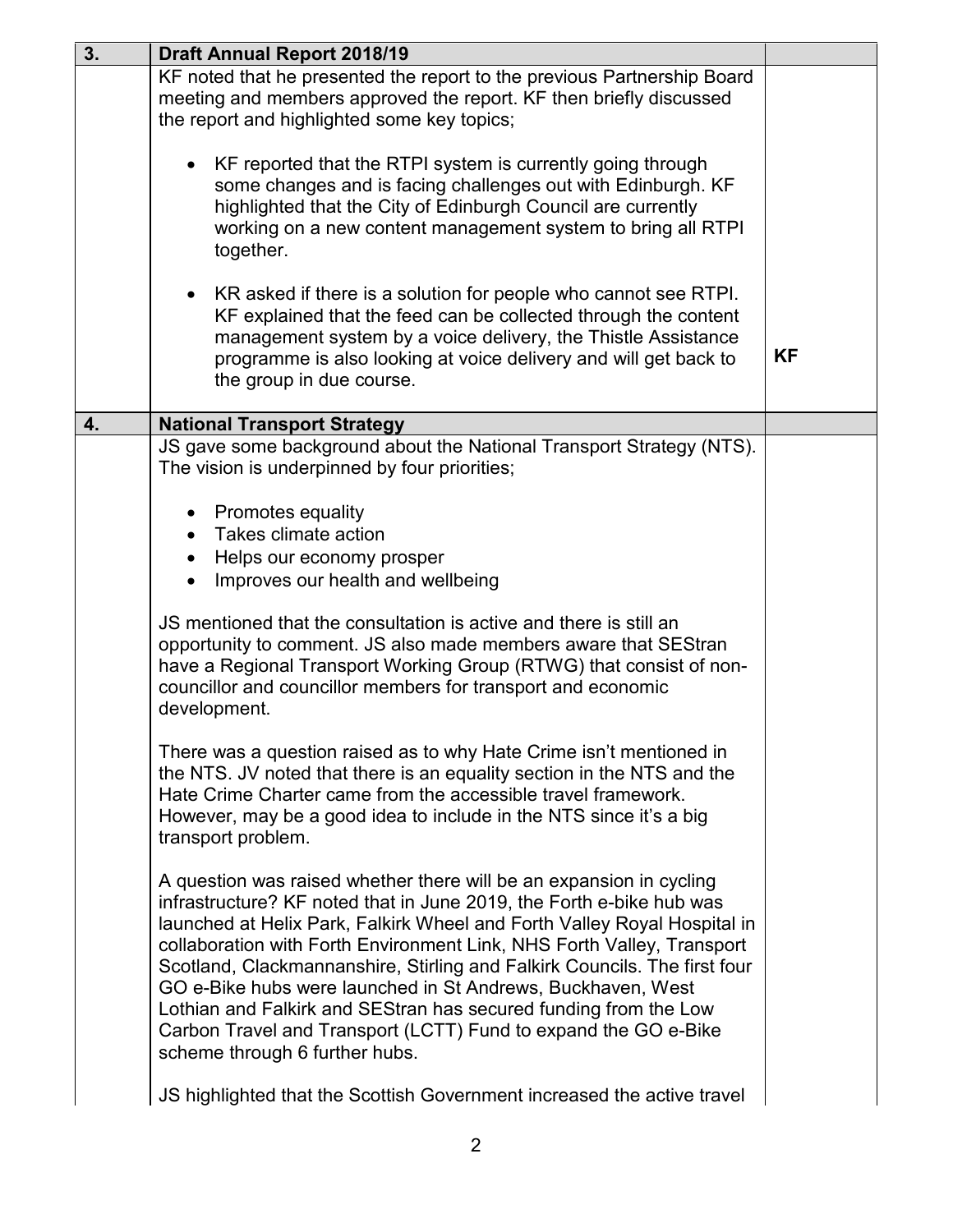| 3. | Draft Annual Report 2018/19 | |
|---|---|---|
| | KF noted that he presented the report to the previous Partnership Board meeting and members approved the report. KF then briefly discussed the report and highlighted some key topics;<br><br>• KF reported that the RTPI system is currently going through some changes and is facing challenges out with Edinburgh. KF highlighted that the City of Edinburgh Council are currently working on a new content management system to bring all RTPI together.<br><br>• KR asked if there is a solution for people who cannot see RTPI. KF explained that the feed can be collected through the content management system by a voice delivery, the Thistle Assistance programme is also looking at voice delivery and will get back to the group in due course. | **KF** |
| **4.** | **National Transport Strategy** | |
| | JS gave some background about the National Transport Strategy (NTS). The vision is underpinned by four priorities;<br><br>• Promotes equality<br>• Takes climate action<br>• Helps our economy prosper<br>• Improves our health and wellbeing<br><br>JS mentioned that the consultation is active and there is still an opportunity to comment. JS also made members aware that SEStran have a Regional Transport Working Group (RTWG) that consist of non-councillor and councillor members for transport and economic development.<br><br>There was a question raised as to why Hate Crime isn't mentioned in the NTS. JV noted that there is an equality section in the NTS and the Hate Crime Charter came from the accessible travel framework. However, may be a good idea to include in the NTS since it's a big transport problem.<br><br>A question was raised whether there will be an expansion in cycling infrastructure? KF noted that in June 2019, the Forth e-bike hub was launched at Helix Park, Falkirk Wheel and Forth Valley Royal Hospital in collaboration with Forth Environment Link, NHS Forth Valley, Transport Scotland, Clackmannanshire, Stirling and Falkirk Councils. The first four GO e-Bike hubs were launched in St Andrews, Buckhaven, West Lothian and Falkirk and SEStran has secured funding from the Low Carbon Travel and Transport (LCTT) Fund to expand the GO e-Bike scheme through 6 further hubs.<br><br>JS highlighted that the Scottish Government increased the active travel | |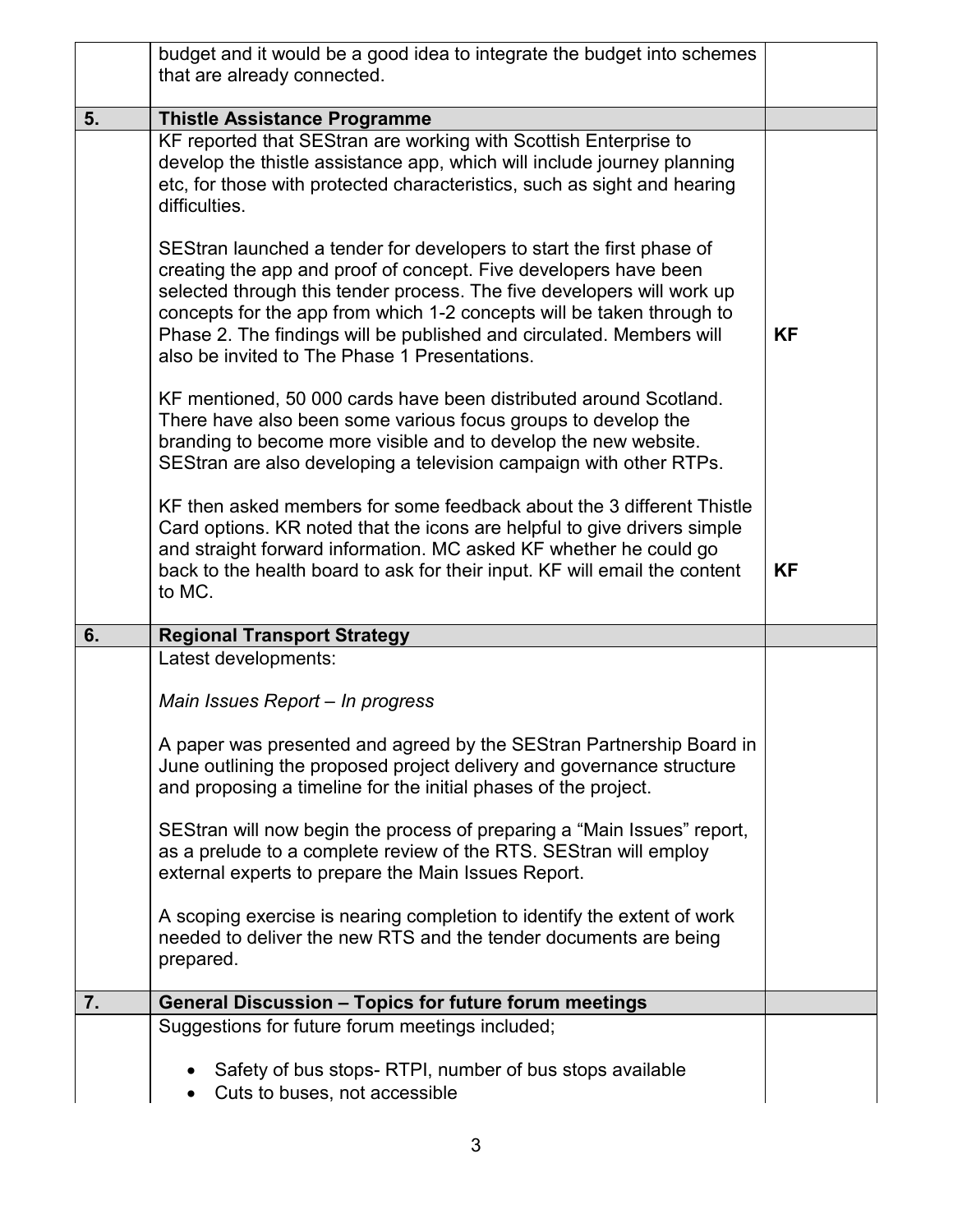| | | |
|---|---|---|
| | budget and it would be a good idea to integrate the budget into schemes that are already connected. | |
| **5.** | **Thistle Assistance Programme** | |
| | KF reported that SEStran are working with Scottish Enterprise to develop the thistle assistance app, which will include journey planning etc, for those with protected characteristics, such as sight and hearing difficulties.<br><br>SEStran launched a tender for developers to start the first phase of creating the app and proof of concept. Five developers have been selected through this tender process. The five developers will work up concepts for the app from which 1-2 concepts will be taken through to Phase 2. The findings will be published and circulated. Members will also be invited to The Phase 1 Presentations.<br><br>KF mentioned, 50 000 cards have been distributed around Scotland. There have also been some various focus groups to develop the branding to become more visible and to develop the new website. SEStran are also developing a television campaign with other RTPs.<br><br>KF then asked members for some feedback about the 3 different Thistle Card options. KR noted that the icons are helpful to give drivers simple and straight forward information. MC asked KF whether he could go back to the health board to ask for their input. KF will email the content to MC. | **KF**<br><br>**KF** |
| **6.** | **Regional Transport Strategy** | |
| | Latest developments:<br><br>*Main Issues Report – In progress*<br><br>A paper was presented and agreed by the SEStran Partnership Board in June outlining the proposed project delivery and governance structure and proposing a timeline for the initial phases of the project.<br><br>SEStran will now begin the process of preparing a "Main Issues" report, as a prelude to a complete review of the RTS. SEStran will employ external experts to prepare the Main Issues Report.<br><br>A scoping exercise is nearing completion to identify the extent of work needed to deliver the new RTS and the tender documents are being prepared. | |
| **7.** | **General Discussion – Topics for future forum meetings** | |
| | Suggestions for future forum meetings included;<br><br>• Safety of bus stops- RTPI, number of bus stops available<br>• Cuts to buses, not accessible | |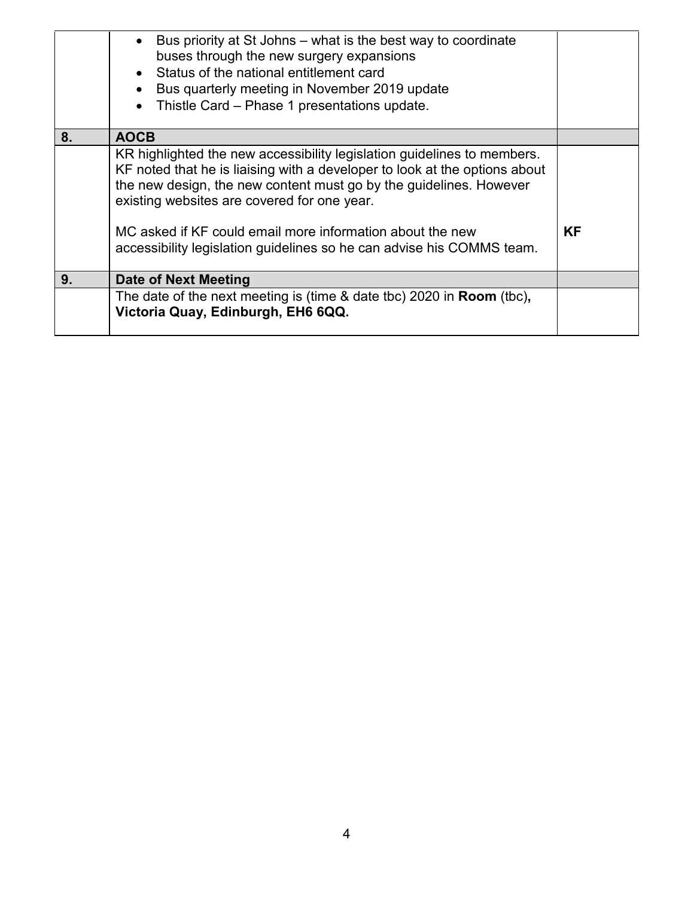| | | |
|---|---|---|
| | • Bus priority at St Johns – what is the best way to coordinate buses through the new surgery expansions<br>• Status of the national entitlement card<br>• Bus quarterly meeting in November 2019 update<br>• Thistle Card – Phase 1 presentations update. | |
| **8.** | **AOCB** | |
| | KR highlighted the new accessibility legislation guidelines to members. KF noted that he is liaising with a developer to look at the options about the new design, the new content must go by the guidelines. However existing websites are covered for one year.<br><br>MC asked if KF could email more information about the new accessibility legislation guidelines so he can advise his COMMS team. | **KF** |
| **9.** | **Date of Next Meeting** | |
| | The date of the next meeting is (time & date tbc) 2020 in **Room** (tbc)**, Victoria Quay, Edinburgh, EH6 6QQ.** | |